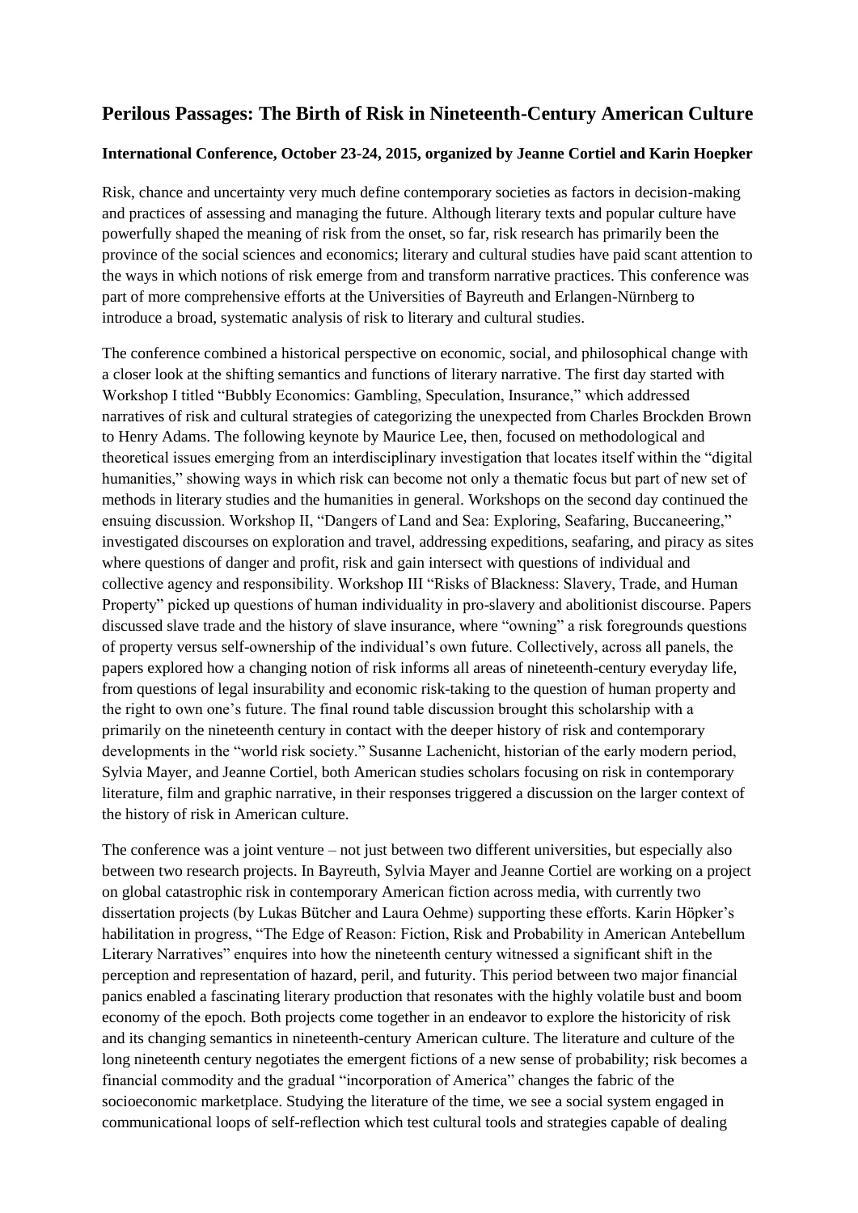# Perilous Passages: The Birth of Risk in Nineteenth-Century American Culture

**International Conference, October 23-24, 2015, organized by Jeanne Cortiel and Karin Hoepker**

Risk, chance and uncertainty very much define contemporary societies as factors in decision-making and practices of assessing and managing the future. Although literary texts and popular culture have powerfully shaped the meaning of risk from the onset, so far, risk research has primarily been the province of the social sciences and economics; literary and cultural studies have paid scant attention to the ways in which notions of risk emerge from and transform narrative practices. This conference was part of more comprehensive efforts at the Universities of Bayreuth and Erlangen-Nürnberg to introduce a broad, systematic analysis of risk to literary and cultural studies.

The conference combined a historical perspective on economic, social, and philosophical change with a closer look at the shifting semantics and functions of literary narrative. The first day started with Workshop I titled "Bubbly Economics: Gambling, Speculation, Insurance," which addressed narratives of risk and cultural strategies of categorizing the unexpected from Charles Brockden Brown to Henry Adams. The following keynote by Maurice Lee, then, focused on methodological and theoretical issues emerging from an interdisciplinary investigation that locates itself within the "digital humanities," showing ways in which risk can become not only a thematic focus but part of new set of methods in literary studies and the humanities in general. Workshops on the second day continued the ensuing discussion. Workshop II, "Dangers of Land and Sea: Exploring, Seafaring, Buccaneering," investigated discourses on exploration and travel, addressing expeditions, seafaring, and piracy as sites where questions of danger and profit, risk and gain intersect with questions of individual and collective agency and responsibility. Workshop III "Risks of Blackness: Slavery, Trade, and Human Property" picked up questions of human individuality in pro-slavery and abolitionist discourse. Papers discussed slave trade and the history of slave insurance, where "owning" a risk foregrounds questions of property versus self-ownership of the individual's own future. Collectively, across all panels, the papers explored how a changing notion of risk informs all areas of nineteenth-century everyday life, from questions of legal insurability and economic risk-taking to the question of human property and the right to own one's future. The final round table discussion brought this scholarship with a primarily on the nineteenth century in contact with the deeper history of risk and contemporary developments in the "world risk society." Susanne Lachenicht, historian of the early modern period, Sylvia Mayer, and Jeanne Cortiel, both American studies scholars focusing on risk in contemporary literature, film and graphic narrative, in their responses triggered a discussion on the larger context of the history of risk in American culture.

The conference was a joint venture – not just between two different universities, but especially also between two research projects. In Bayreuth, Sylvia Mayer and Jeanne Cortiel are working on a project on global catastrophic risk in contemporary American fiction across media, with currently two dissertation projects (by Lukas Bütcher and Laura Oehme) supporting these efforts. Karin Höpker's habilitation in progress, "The Edge of Reason: Fiction, Risk and Probability in American Antebellum Literary Narratives" enquires into how the nineteenth century witnessed a significant shift in the perception and representation of hazard, peril, and futurity. This period between two major financial panics enabled a fascinating literary production that resonates with the highly volatile bust and boom economy of the epoch. Both projects come together in an endeavor to explore the historicity of risk and its changing semantics in nineteenth-century American culture. The literature and culture of the long nineteenth century negotiates the emergent fictions of a new sense of probability; risk becomes a financial commodity and the gradual "incorporation of America" changes the fabric of the socioeconomic marketplace. Studying the literature of the time, we see a social system engaged in communicational loops of self-reflection which test cultural tools and strategies capable of dealing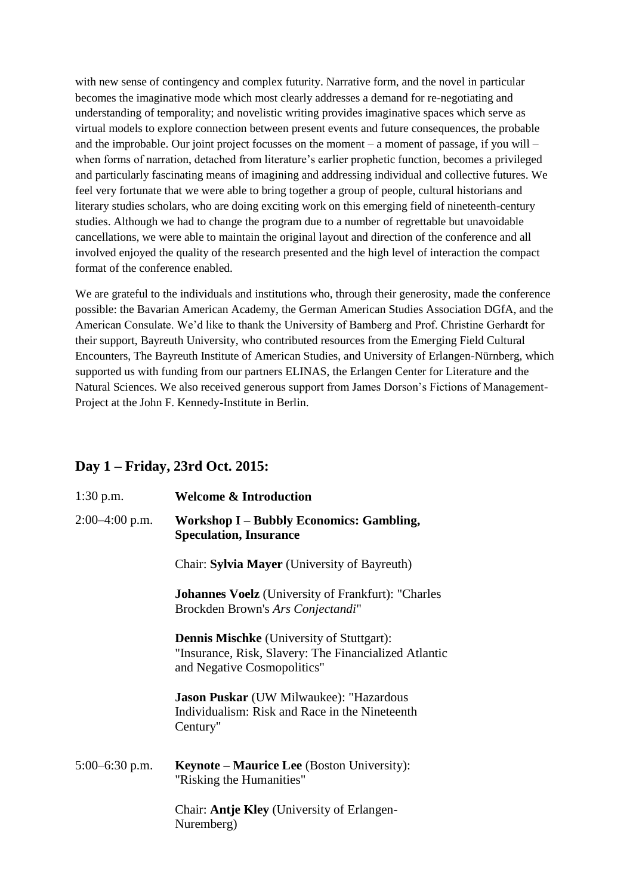with new sense of contingency and complex futurity. Narrative form, and the novel in particular becomes the imaginative mode which most clearly addresses a demand for re-negotiating and understanding of temporality; and novelistic writing provides imaginative spaces which serve as virtual models to explore connection between present events and future consequences, the probable and the improbable. Our joint project focusses on the moment – a moment of passage, if you will – when forms of narration, detached from literature's earlier prophetic function, becomes a privileged and particularly fascinating means of imagining and addressing individual and collective futures. We feel very fortunate that we were able to bring together a group of people, cultural historians and literary studies scholars, who are doing exciting work on this emerging field of nineteenth-century studies. Although we had to change the program due to a number of regrettable but unavoidable cancellations, we were able to maintain the original layout and direction of the conference and all involved enjoyed the quality of the research presented and the high level of interaction the compact format of the conference enabled.

We are grateful to the individuals and institutions who, through their generosity, made the conference possible: the Bavarian American Academy, the German American Studies Association DGfA, and the American Consulate. We'd like to thank the University of Bamberg and Prof. Christine Gerhardt for their support, Bayreuth University, who contributed resources from the Emerging Field Cultural Encounters, The Bayreuth Institute of American Studies, and University of Erlangen-Nürnberg, which supported us with funding from our partners ELINAS, the Erlangen Center for Literature and the Natural Sciences. We also received generous support from James Dorson's Fictions of Management-Project at the John F. Kennedy-Institute in Berlin.

## Day 1 – Friday, 23rd Oct. 2015:

1:30 p.m. **Welcome & Introduction**

2:00–4:00 p.m. **Workshop I – Bubbly Economics: Gambling, Speculation, Insurance**

Chair: **Sylvia Mayer** (University of Bayreuth)

**Johannes Voelz** (University of Frankfurt): "Charles Brockden Brown's *Ars Conjectandi*"

**Dennis Mischke** (University of Stuttgart): "Insurance, Risk, Slavery: The Financialized Atlantic and Negative Cosmopolitics"

**Jason Puskar** (UW Milwaukee): "Hazardous Individualism: Risk and Race in the Nineteenth Century"

5:00–6:30 p.m. **Keynote – Maurice Lee** (Boston University): "Risking the Humanities"

Chair: **Antje Kley** (University of Erlangen-Nuremberg)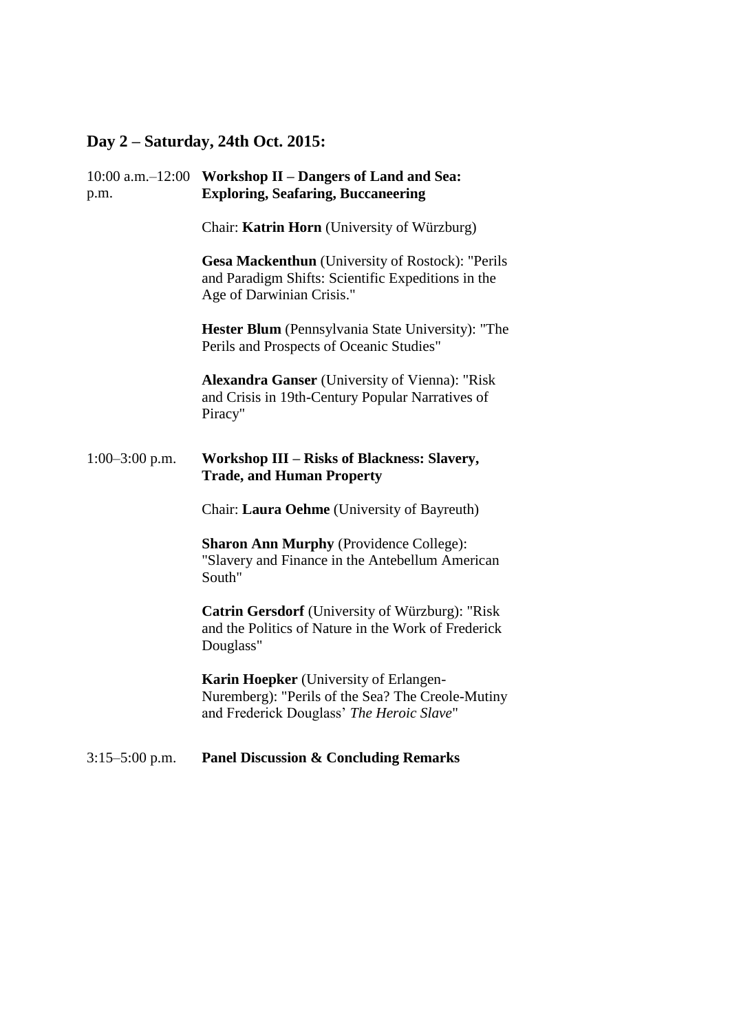## Day 2 – Saturday, 24th Oct. 2015:

10:00 a.m.–12:00 p.m. **Workshop II – Dangers of Land and Sea: Exploring, Seafaring, Buccaneering**

Chair: **Katrin Horn** (University of Würzburg)

**Gesa Mackenthun** (University of Rostock): "Perils and Paradigm Shifts: Scientific Expeditions in the Age of Darwinian Crisis."

**Hester Blum** (Pennsylvania State University): "The Perils and Prospects of Oceanic Studies"

**Alexandra Ganser** (University of Vienna): "Risk and Crisis in 19th-Century Popular Narratives of Piracy"

1:00–3:00 p.m. **Workshop III – Risks of Blackness: Slavery, Trade, and Human Property**

Chair: **Laura Oehme** (University of Bayreuth)

**Sharon Ann Murphy** (Providence College): "Slavery and Finance in the Antebellum American South"

**Catrin Gersdorf** (University of Würzburg): "Risk and the Politics of Nature in the Work of Frederick Douglass"

**Karin Hoepker** (University of Erlangen-Nuremberg): "Perils of the Sea? The Creole-Mutiny and Frederick Douglass' *The Heroic Slave*"

3:15–5:00 p.m. **Panel Discussion & Concluding Remarks**